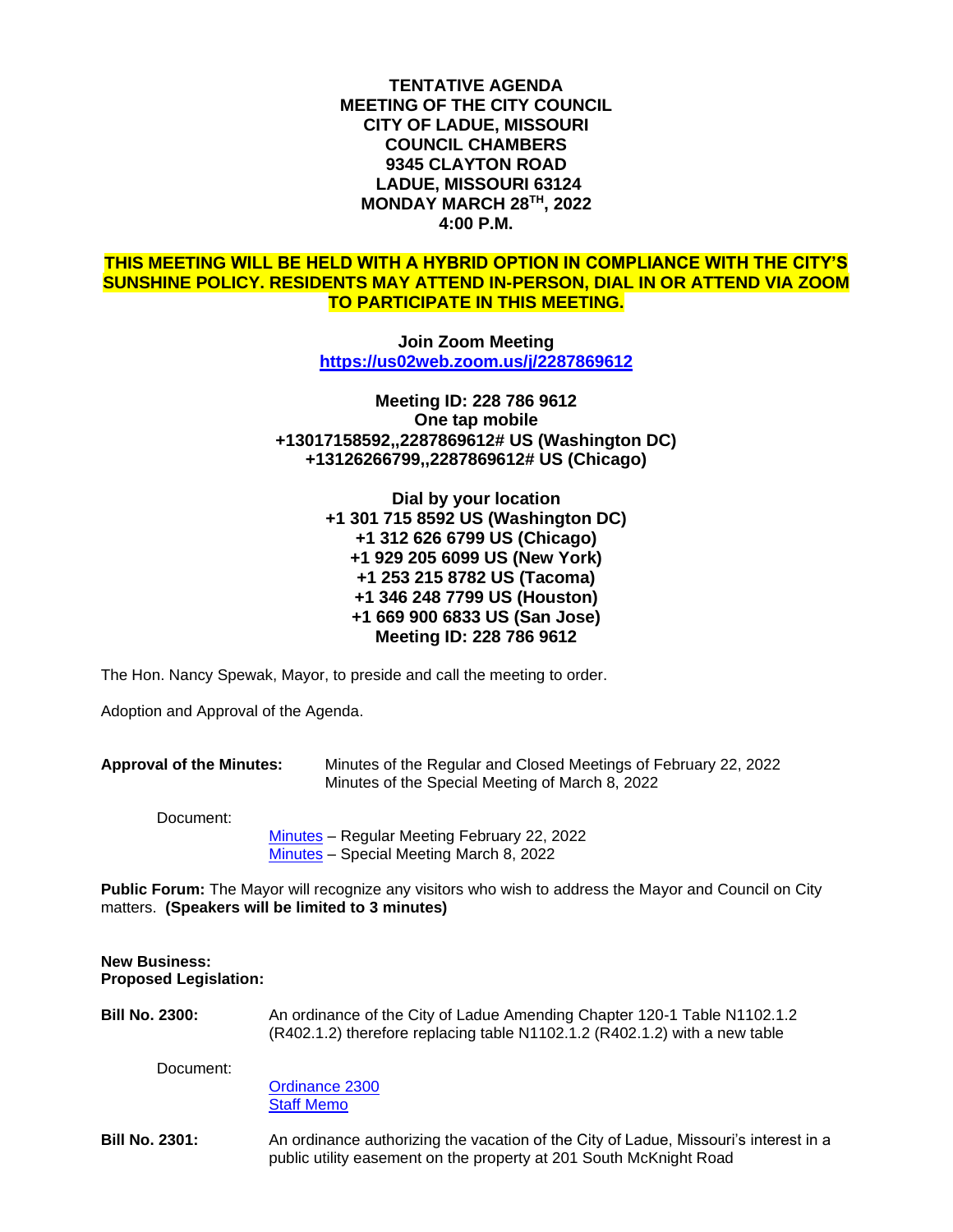**TENTATIVE AGENDA**
**MEETING OF THE CITY COUNCIL**
**CITY OF LADUE, MISSOURI**
**COUNCIL CHAMBERS**
**9345 CLAYTON ROAD**
**LADUE, MISSOURI 63124**
**MONDAY MARCH 28TH, 2022**
**4:00 P.M.**

**THIS MEETING WILL BE HELD WITH A HYBRID OPTION IN COMPLIANCE WITH THE CITY'S SUNSHINE POLICY. RESIDENTS MAY ATTEND IN-PERSON, DIAL IN OR ATTEND VIA ZOOM TO PARTICIPATE IN THIS MEETING.**

**Join Zoom Meeting**
**https://us02web.zoom.us/j/2287869612**

**Meeting ID: 228 786 9612**
**One tap mobile**
**+13017158592,,2287869612# US (Washington DC)**
**+13126266799,,2287869612# US (Chicago)**

**Dial by your location**
**+1 301 715 8592 US (Washington DC)**
**+1 312 626 6799 US (Chicago)**
**+1 929 205 6099 US (New York)**
**+1 253 215 8782 US (Tacoma)**
**+1 346 248 7799 US (Houston)**
**+1 669 900 6833 US (San Jose)**
**Meeting ID: 228 786 9612**

The Hon. Nancy Spewak, Mayor, to preside and call the meeting to order.

Adoption and Approval of the Agenda.

**Approval of the Minutes:** Minutes of the Regular and Closed Meetings of February 22, 2022
Minutes of the Special Meeting of March 8, 2022

Document:

Minutes – Regular Meeting February 22, 2022
Minutes – Special Meeting March 8, 2022

**Public Forum:** The Mayor will recognize any visitors who wish to address the Mayor and Council on City matters. **(Speakers will be limited to 3 minutes)**

**New Business:**
**Proposed Legislation:**

**Bill No. 2300:** An ordinance of the City of Ladue Amending Chapter 120-1 Table N1102.1.2 (R402.1.2) therefore replacing table N1102.1.2 (R402.1.2) with a new table

Document:

Ordinance 2300
Staff Memo

**Bill No. 2301:** An ordinance authorizing the vacation of the City of Ladue, Missouri's interest in a public utility easement on the property at 201 South McKnight Road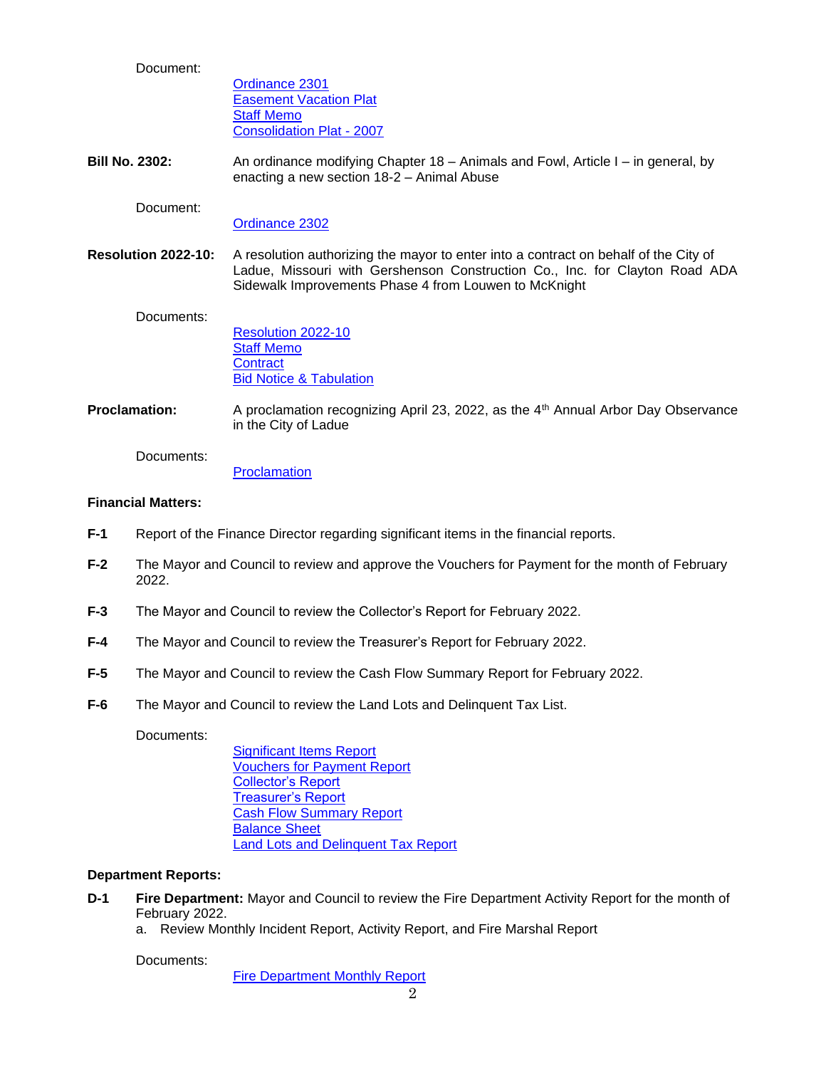Document:

- Ordinance 2301
- Easement Vacation Plat
- Staff Memo
- Consolidation Plat - 2007

**Bill No. 2302:** An ordinance modifying Chapter 18 – Animals and Fowl, Article I – in general, by enacting a new section 18-2 – Animal Abuse

Document:

- Ordinance 2302

**Resolution 2022-10:** A resolution authorizing the mayor to enter into a contract on behalf of the City of Ladue, Missouri with Gershenson Construction Co., Inc. for Clayton Road ADA Sidewalk Improvements Phase 4 from Louwen to McKnight

Documents:

- Resolution 2022-10
- Staff Memo
- Contract
- Bid Notice & Tabulation

**Proclamation:** A proclamation recognizing April 23, 2022, as the 4th Annual Arbor Day Observance in the City of Ladue

Documents:

- Proclamation

**Financial Matters:**

**F-1** Report of the Finance Director regarding significant items in the financial reports.

**F-2** The Mayor and Council to review and approve the Vouchers for Payment for the month of February 2022.

**F-3** The Mayor and Council to review the Collector's Report for February 2022.

**F-4** The Mayor and Council to review the Treasurer's Report for February 2022.

**F-5** The Mayor and Council to review the Cash Flow Summary Report for February 2022.

**F-6** The Mayor and Council to review the Land Lots and Delinquent Tax List.

Documents:

- Significant Items Report
- Vouchers for Payment Report
- Collector's Report
- Treasurer's Report
- Cash Flow Summary Report
- Balance Sheet
- Land Lots and Delinquent Tax Report

**Department Reports:**

**D-1** **Fire Department:** Mayor and Council to review the Fire Department Activity Report for the month of February 2022.

a. Review Monthly Incident Report, Activity Report, and Fire Marshal Report

Documents:

- Fire Department Monthly Report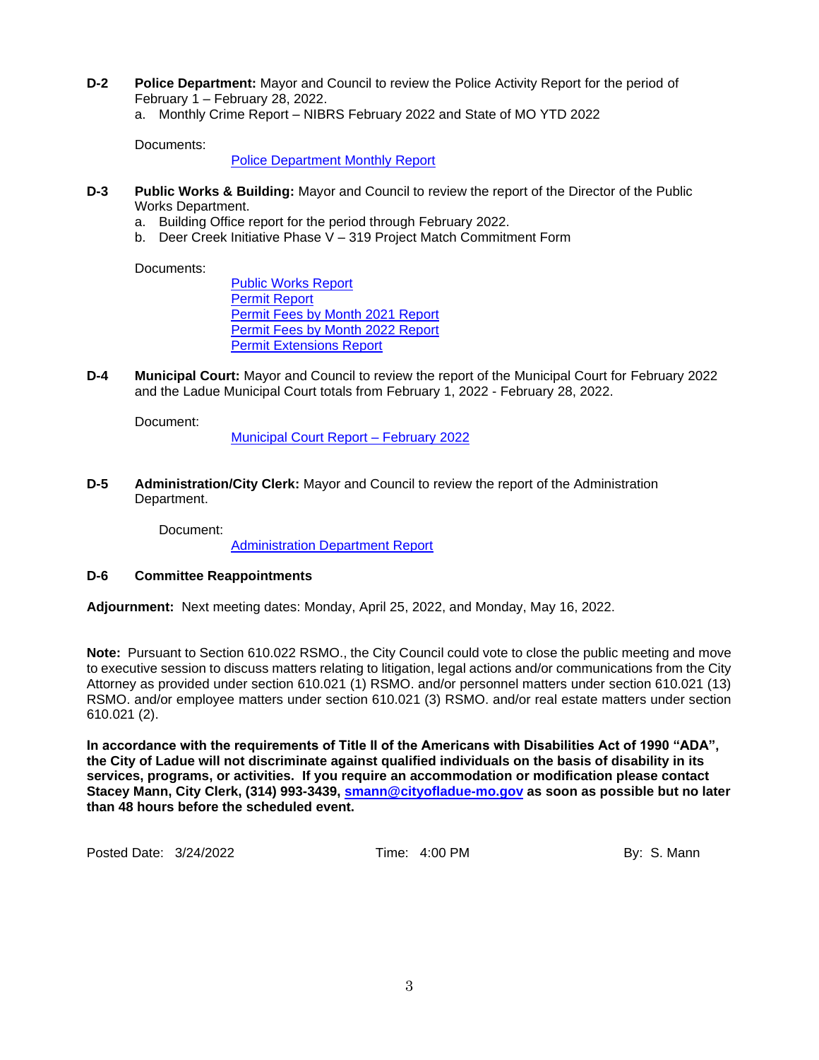**D-2** **Police Department:** Mayor and Council to review the Police Activity Report for the period of February 1 – February 28, 2022.

a. Monthly Crime Report – NIBRS February 2022 and State of MO YTD 2022

Documents:

Police Department Monthly Report

**D-3** **Public Works & Building:** Mayor and Council to review the report of the Director of the Public Works Department.

a. Building Office report for the period through February 2022.
b. Deer Creek Initiative Phase V – 319 Project Match Commitment Form

Documents:

Public Works Report
Permit Report
Permit Fees by Month 2021 Report
Permit Fees by Month 2022 Report
Permit Extensions Report

**D-4** **Municipal Court:** Mayor and Council to review the report of the Municipal Court for February 2022 and the Ladue Municipal Court totals from February 1, 2022 - February 28, 2022.

Document:

Municipal Court Report – February 2022

**D-5** **Administration/City Clerk:** Mayor and Council to review the report of the Administration Department.

Document:

Administration Department Report

**D-6** **Committee Reappointments**

**Adjournment:** Next meeting dates: Monday, April 25, 2022, and Monday, May 16, 2022.

**Note:** Pursuant to Section 610.022 RSMO., the City Council could vote to close the public meeting and move to executive session to discuss matters relating to litigation, legal actions and/or communications from the City Attorney as provided under section 610.021 (1) RSMO. and/or personnel matters under section 610.021 (13) RSMO. and/or employee matters under section 610.021 (3) RSMO. and/or real estate matters under section 610.021 (2).

**In accordance with the requirements of Title II of the Americans with Disabilities Act of 1990 "ADA", the City of Ladue will not discriminate against qualified individuals on the basis of disability in its services, programs, or activities. If you require an accommodation or modification please contact Stacey Mann, City Clerk, (314) 993-3439, smann@cityofladue-mo.gov as soon as possible but no later than 48 hours before the scheduled event.**

Posted Date: 3/24/2022 Time: 4:00 PM By: S. Mann